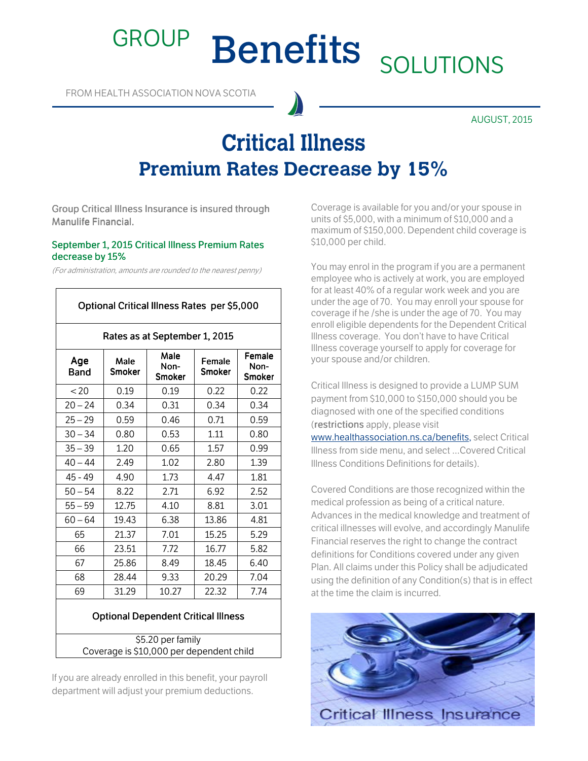# GROUP Benefits SOLUTIONS

FROM HEALTH ASSOCIATION NOVA SCOTIA

AUGUST, 2015

## Critical Illness
## Premium Rates Decrease by 15%

Group Critical Illness Insurance is insured through Manulife Financial.

### September 1, 2015 Critical Illness Premium Rates decrease by 15%

*(For administration, amounts are rounded to the nearest penny)*

| Optional Critical Illness Rates per $5,000 | | | | |
|---|---|---|---|---|
| Rates as at September 1, 2015 | | | | |
| Age Band | Male Smoker | Male Non-Smoker | Female Smoker | Female Non-Smoker |
| < 20 | 0.19 | 0.19 | 0.22 | 0.22 |
| 20 – 24 | 0.34 | 0.31 | 0.34 | 0.34 |
| 25 – 29 | 0.59 | 0.46 | 0.71 | 0.59 |
| 30 – 34 | 0.80 | 0.53 | 1.11 | 0.80 |
| 35 – 39 | 1.20 | 0.65 | 1.57 | 0.99 |
| 40 – 44 | 2.49 | 1.02 | 2.80 | 1.39 |
| 45 - 49 | 4.90 | 1.73 | 4.47 | 1.81 |
| 50 – 54 | 8.22 | 2.71 | 6.92 | 2.52 |
| 55 – 59 | 12.75 | 4.10 | 8.81 | 3.01 |
| 60 – 64 | 19.43 | 6.38 | 13.86 | 4.81 |
| 65 | 21.37 | 7.01 | 15.25 | 5.29 |
| 66 | 23.51 | 7.72 | 16.77 | 5.82 |
| 67 | 25.86 | 8.49 | 18.45 | 6.40 |
| 68 | 28.44 | 9.33 | 20.29 | 7.04 |
| 69 | 31.29 | 10.27 | 22.32 | 7.74 |
| Optional Dependent Critical Illness | | | | |
| $5.20 per family<br>Coverage is $10,000 per dependent child | | | | |

If you are already enrolled in this benefit, your payroll department will adjust your premium deductions.

Coverage is available for you and/or your spouse in units of $5,000, with a minimum of $10,000 and a maximum of $150,000. Dependent child coverage is $10,000 per child.

You may enrol in the program if you are a permanent employee who is actively at work, you are employed for at least 40% of a regular work week and you are under the age of 70. You may enroll your spouse for coverage if he /she is under the age of 70. You may enroll eligible dependents for the Dependent Critical Illness coverage. You don't have to have Critical Illness coverage yourself to apply for coverage for your spouse and/or children.

Critical Illness is designed to provide a LUMP SUM payment from $10,000 to $150,000 should you be diagnosed with one of the specified conditions (**restrictions** apply, please visit www.healthassociation.ns.ca/benefits, select Critical Illness from side menu, and select ...Covered Critical Illness Conditions Definitions for details).

Covered Conditions are those recognized within the medical profession as being of a critical nature. Advances in the medical knowledge and treatment of critical illnesses will evolve, and accordingly Manulife Financial reserves the right to change the contract definitions for Conditions covered under any given Plan. All claims under this Policy shall be adjudicated using the definition of any Condition(s) that is in effect at the time the claim is incurred.

Critical Illness Insurance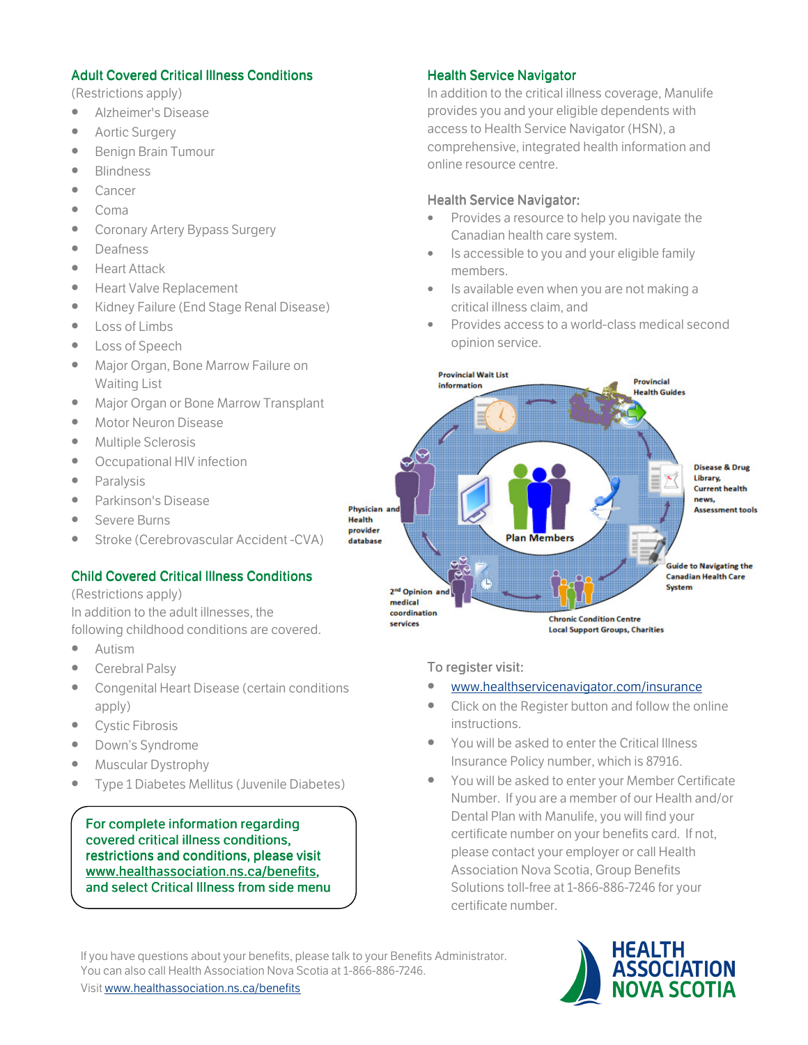## Adult Covered Critical Illness Conditions

(Restrictions apply)

- Alzheimer's Disease
- Aortic Surgery
- Benign Brain Tumour
- Blindness
- Cancer
- Coma
- Coronary Artery Bypass Surgery
- Deafness
- Heart Attack
- Heart Valve Replacement
- Kidney Failure (End Stage Renal Disease)
- Loss of Limbs
- Loss of Speech
- Major Organ, Bone Marrow Failure on Waiting List
- Major Organ or Bone Marrow Transplant
- Motor Neuron Disease
- Multiple Sclerosis
- Occupational HIV infection
- Paralysis
- Parkinson's Disease
- Severe Burns
- Stroke (Cerebrovascular Accident -CVA)

## Child Covered Critical Illness Conditions

(Restrictions apply)

In addition to the adult illnesses, the following childhood conditions are covered.

- Autism
- Cerebral Palsy
- Congenital Heart Disease (certain conditions apply)
- Cystic Fibrosis
- Down's Syndrome
- Muscular Dystrophy
- Type 1 Diabetes Mellitus (Juvenile Diabetes)

**For complete information regarding covered critical illness conditions, restrictions and conditions, please visit www.healthassociation.ns.ca/benefits, and select Critical Illness from side menu**

## Health Service Navigator

In addition to the critical illness coverage, Manulife provides you and your eligible dependents with access to Health Service Navigator (HSN), a comprehensive, integrated health information and online resource centre.

### Health Service Navigator:

- Provides a resource to help you navigate the Canadian health care system.
- Is accessible to you and your eligible family members.
- Is available even when you are not making a critical illness claim, and
- Provides access to a world-class medical second opinion service.

Provincial Wait List information
Provincial Health Guides
Disease & Drug Library, Current health news, Assessment tools
Guide to Navigating the Canadian Health Care System
Chronic Condition Centre Local Support Groups, Charities
2nd Opinion and medical coordination services
Physician and Health provider database
Plan Members

To register visit:

- www.healthservicenavigator.com/insurance
- Click on the Register button and follow the online instructions.
- You will be asked to enter the Critical Illness Insurance Policy number, which is 87916.
- You will be asked to enter your Member Certificate Number. If you are a member of our Health and/or Dental Plan with Manulife, you will find your certificate number on your benefits card. If not, please contact your employer or call Health Association Nova Scotia, Group Benefits Solutions toll-free at 1-866-886-7246 for your certificate number.

If you have questions about your benefits, please talk to your Benefits Administrator. You can also call Health Association Nova Scotia at 1-866-886-7246.
Visit www.healthassociation.ns.ca/benefits

HEALTH ASSOCIATION NOVA SCOTIA